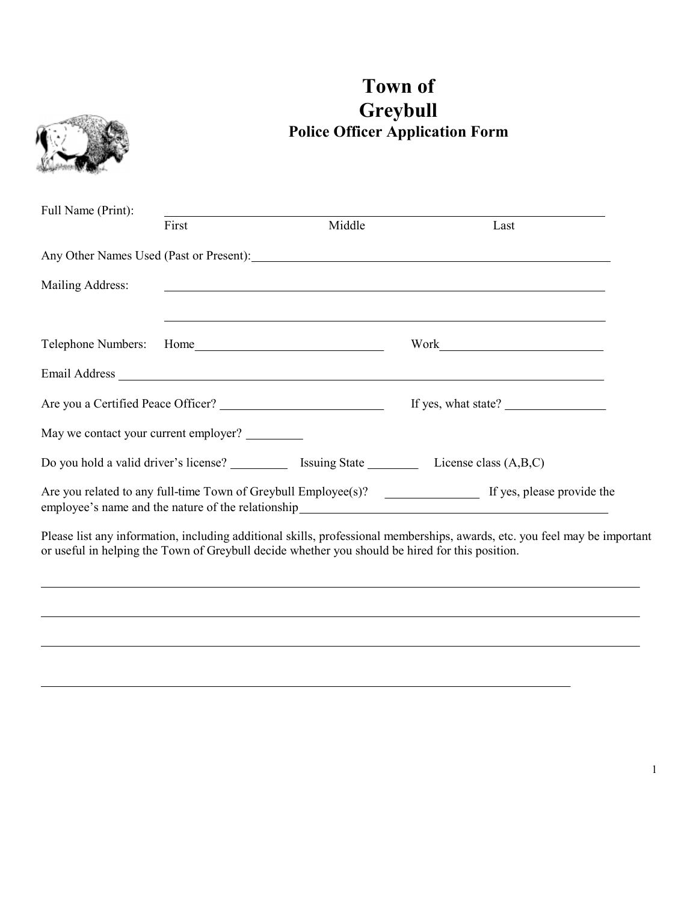# Town of Greybull

## Police Officer Application Form

Full Name (Print): ______________________________________________
First Middle Last

Any Other Names Used (Past or Present): ______________________________________________

Mailing Address: ______________________________________________

______________________________________________

Telephone Numbers: Home ______________________ Work ______________________

Email Address ______________________________________________

Are you a Certified Peace Officer? ______________________ If yes, what state? ______________

May we contact your current employer? _________

Do you hold a valid driver's license? _________ Issuing State ________ License class (A,B,C)

Are you related to any full-time Town of Greybull Employee(s)? ______________ If yes, please provide the employee's name and the nature of the relationship ______________________________________________

Please list any information, including additional skills, professional memberships, awards, etc. you feel may be important or useful in helping the Town of Greybull decide whether you should be hired for this position.

______________________________________________

______________________________________________

______________________________________________

______________________________________________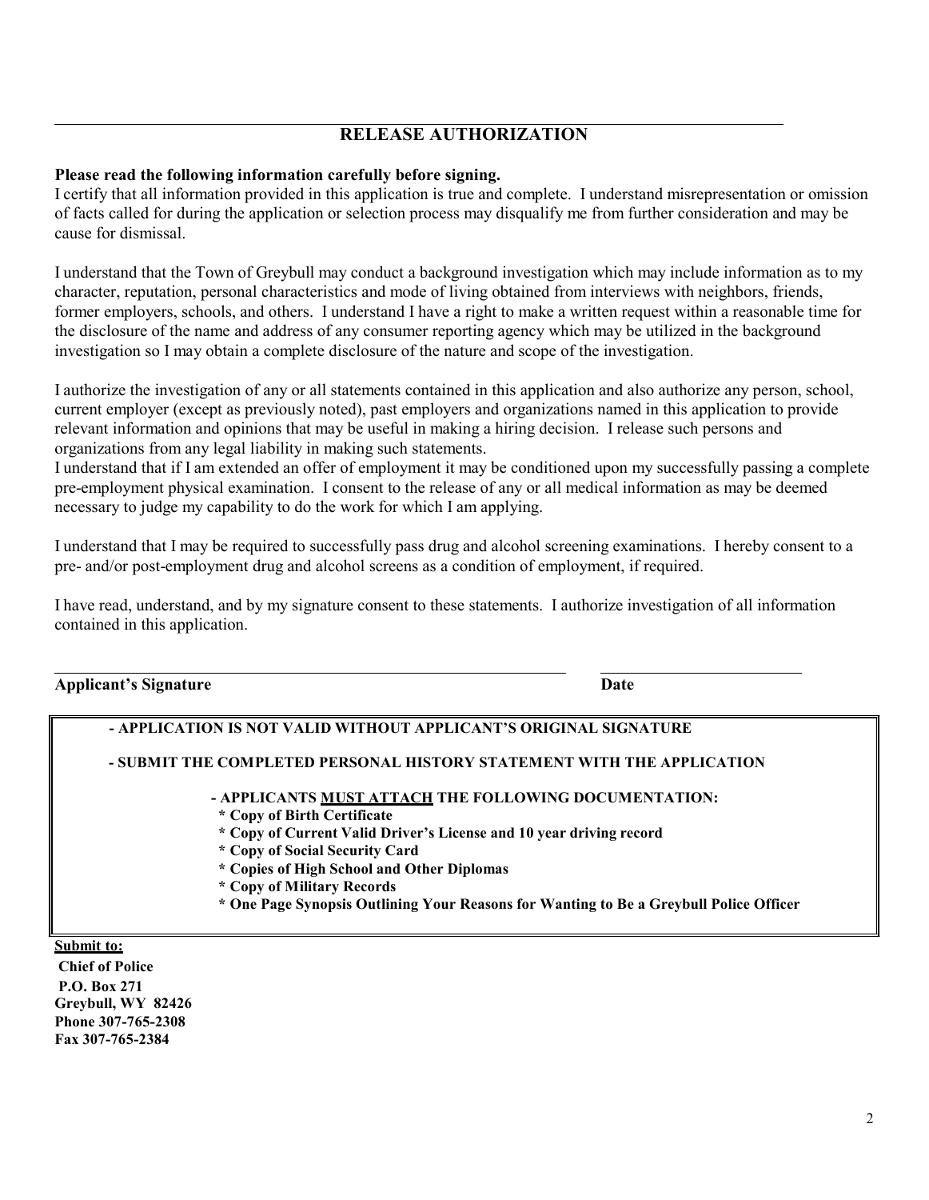## RELEASE AUTHORIZATION

**Please read the following information carefully before signing.**
I certify that all information provided in this application is true and complete. I understand misrepresentation or omission of facts called for during the application or selection process may disqualify me from further consideration and may be cause for dismissal.

I understand that the Town of Greybull may conduct a background investigation which may include information as to my character, reputation, personal characteristics and mode of living obtained from interviews with neighbors, friends, former employers, schools, and others. I understand I have a right to make a written request within a reasonable time for the disclosure of the name and address of any consumer reporting agency which may be utilized in the background investigation so I may obtain a complete disclosure of the nature and scope of the investigation.

I authorize the investigation of any or all statements contained in this application and also authorize any person, school, current employer (except as previously noted), past employers and organizations named in this application to provide relevant information and opinions that may be useful in making a hiring decision. I release such persons and organizations from any legal liability in making such statements.
I understand that if I am extended an offer of employment it may be conditioned upon my successfully passing a complete pre-employment physical examination. I consent to the release of any or all medical information as may be deemed necessary to judge my capability to do the work for which I am applying.

I understand that I may be required to successfully pass drug and alcohol screening examinations. I hereby consent to a pre- and/or post-employment drug and alcohol screens as a condition of employment, if required.

I have read, understand, and by my signature consent to these statements. I authorize investigation of all information contained in this application.

\_\_\_\_\_\_\_\_\_\_\_\_\_\_\_\_\_\_\_\_\_\_\_\_\_\_\_\_\_\_\_\_\_\_\_\_\_\_\_\_ \_\_\_\_\_\_\_\_\_\_\_\_\_\_\_\_\_\_\_\_

**Applicant's Signature** **Date**

**- APPLICATION IS NOT VALID WITHOUT APPLICANT'S ORIGINAL SIGNATURE**

**- SUBMIT THE COMPLETED PERSONAL HISTORY STATEMENT WITH THE APPLICATION**

**- APPLICANTS <u>MUST ATTACH</u> THE FOLLOWING DOCUMENTATION:**
- **Copy of Birth Certificate**
- **Copy of Current Valid Driver's License and 10 year driving record**
- **Copy of Social Security Card**
- **Copies of High School and Other Diplomas**
- **Copy of Military Records**
- **One Page Synopsis Outlining Your Reasons for Wanting to Be a Greybull Police Officer**

**<u>Submit to:</u>**
**Chief of Police**
**P.O. Box 271**
**Greybull, WY 82426**
**Phone 307-765-2308**
**Fax 307-765-2384**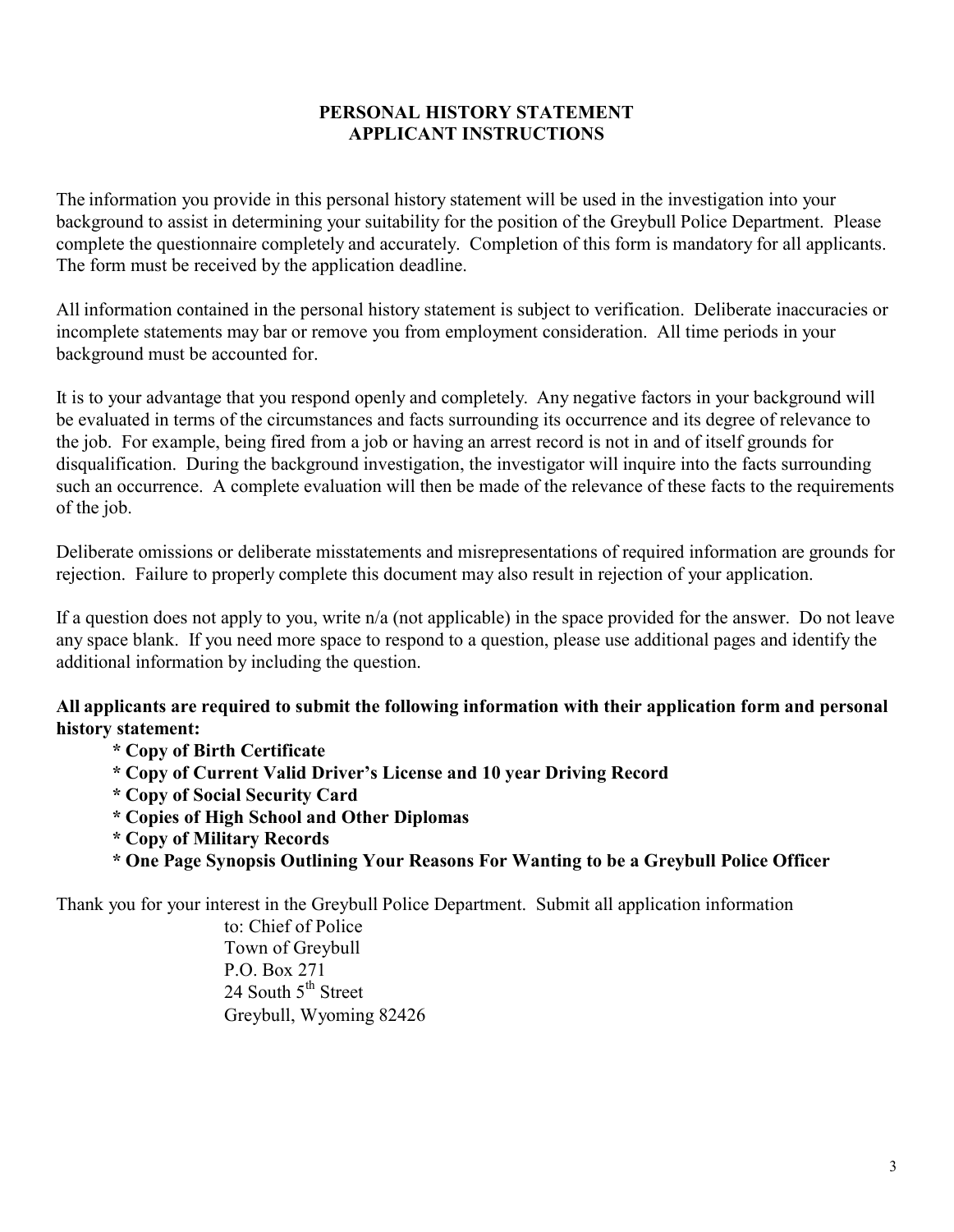# PERSONAL HISTORY STATEMENT
## APPLICANT INSTRUCTIONS

The information you provide in this personal history statement will be used in the investigation into your background to assist in determining your suitability for the position of the Greybull Police Department. Please complete the questionnaire completely and accurately. Completion of this form is mandatory for all applicants. The form must be received by the application deadline.

All information contained in the personal history statement is subject to verification. Deliberate inaccuracies or incomplete statements may bar or remove you from employment consideration. All time periods in your background must be accounted for.

It is to your advantage that you respond openly and completely. Any negative factors in your background will be evaluated in terms of the circumstances and facts surrounding its occurrence and its degree of relevance to the job. For example, being fired from a job or having an arrest record is not in and of itself grounds for disqualification. During the background investigation, the investigator will inquire into the facts surrounding such an occurrence. A complete evaluation will then be made of the relevance of these facts to the requirements of the job.

Deliberate omissions or deliberate misstatements and misrepresentations of required information are grounds for rejection. Failure to properly complete this document may also result in rejection of your application.

If a question does not apply to you, write n/a (not applicable) in the space provided for the answer. Do not leave any space blank. If you need more space to respond to a question, please use additional pages and identify the additional information by including the question.

**All applicants are required to submit the following information with their application form and personal history statement:**

- **Copy of Birth Certificate**
- **Copy of Current Valid Driver's License and 10 year Driving Record**
- **Copy of Social Security Card**
- **Copies of High School and Other Diplomas**
- **Copy of Military Records**
- **One Page Synopsis Outlining Your Reasons For Wanting to be a Greybull Police Officer**

Thank you for your interest in the Greybull Police Department. Submit all application information

to: Chief of Police
Town of Greybull
P.O. Box 271
24 South 5th Street
Greybull, Wyoming 82426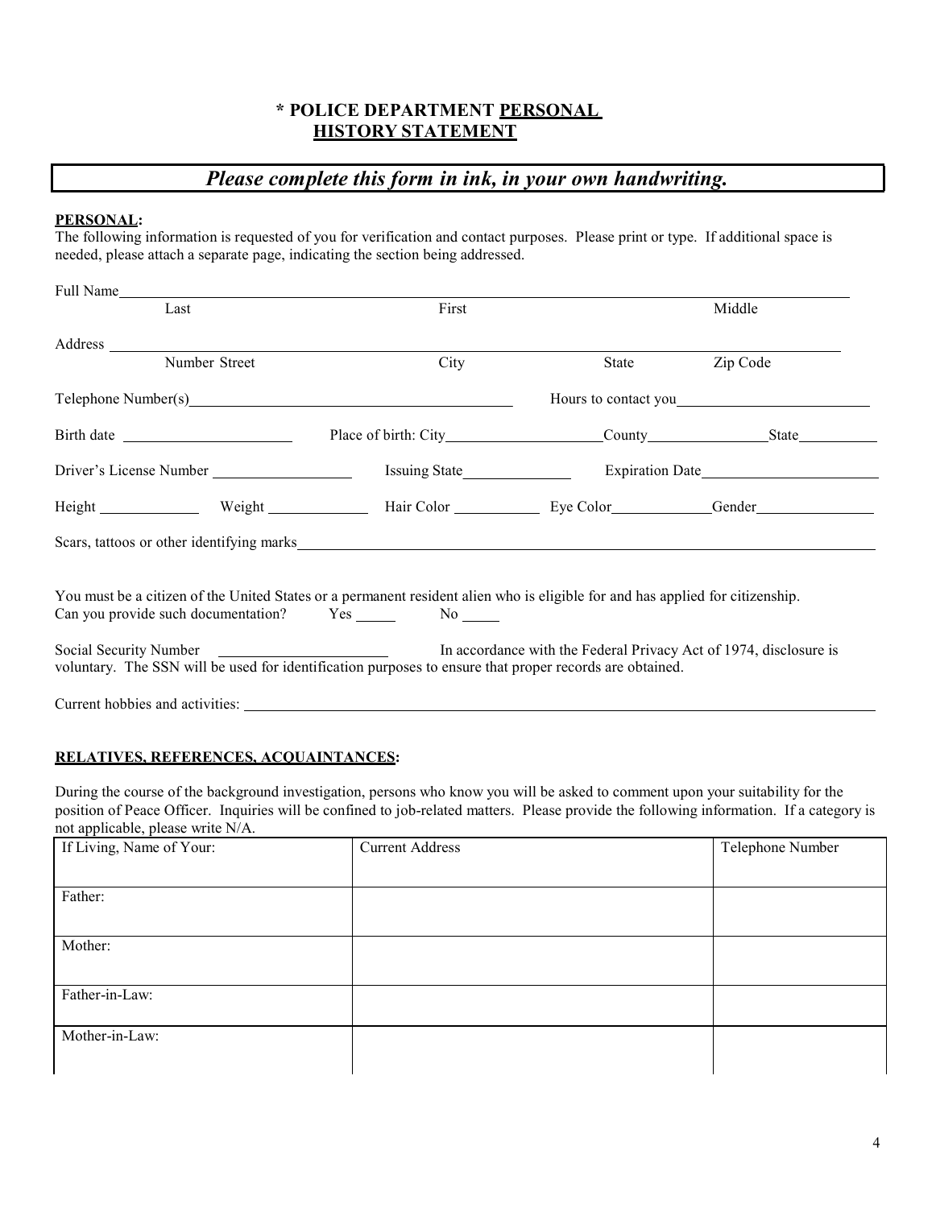# * POLICE DEPARTMENT PERSONAL HISTORY STATEMENT

***Please complete this form in ink, in your own handwriting.***

**PERSONAL:**

The following information is requested of you for verification and contact purposes. Please print or type. If additional space is needed, please attach a separate page, indicating the section being addressed.

Full Name ________________________________________________
Last First Middle

Address ________________________________________________
Number Street City State Zip Code

Telephone Number(s) ____________________ Hours to contact you ____________________

Birth date ______________ Place of birth: City ______________ County ______________ State ______________

Driver's License Number ______________ Issuing State ______________ Expiration Date ______________

Height ______________ Weight ______________ Hair Color ______________ Eye Color ______________ Gender ______________

Scars, tattoos or other identifying marks ________________________________________________

You must be a citizen of the United States or a permanent resident alien who is eligible for and has applied for citizenship.
Can you provide such documentation? Yes _____ No _____

Social Security Number ______________ In accordance with the Federal Privacy Act of 1974, disclosure is voluntary. The SSN will be used for identification purposes to ensure that proper records are obtained.

Current hobbies and activities: ________________________________________________

**RELATIVES, REFERENCES, ACQUAINTANCES:**

During the course of the background investigation, persons who know you will be asked to comment upon your suitability for the position of Peace Officer. Inquiries will be confined to job-related matters. Please provide the following information. If a category is not applicable, please write N/A.

| If Living, Name of Your: | Current Address | Telephone Number |
|---|---|---|
| Father: | | |
| Mother: | | |
| Father-in-Law: | | |
| Mother-in-Law: | | |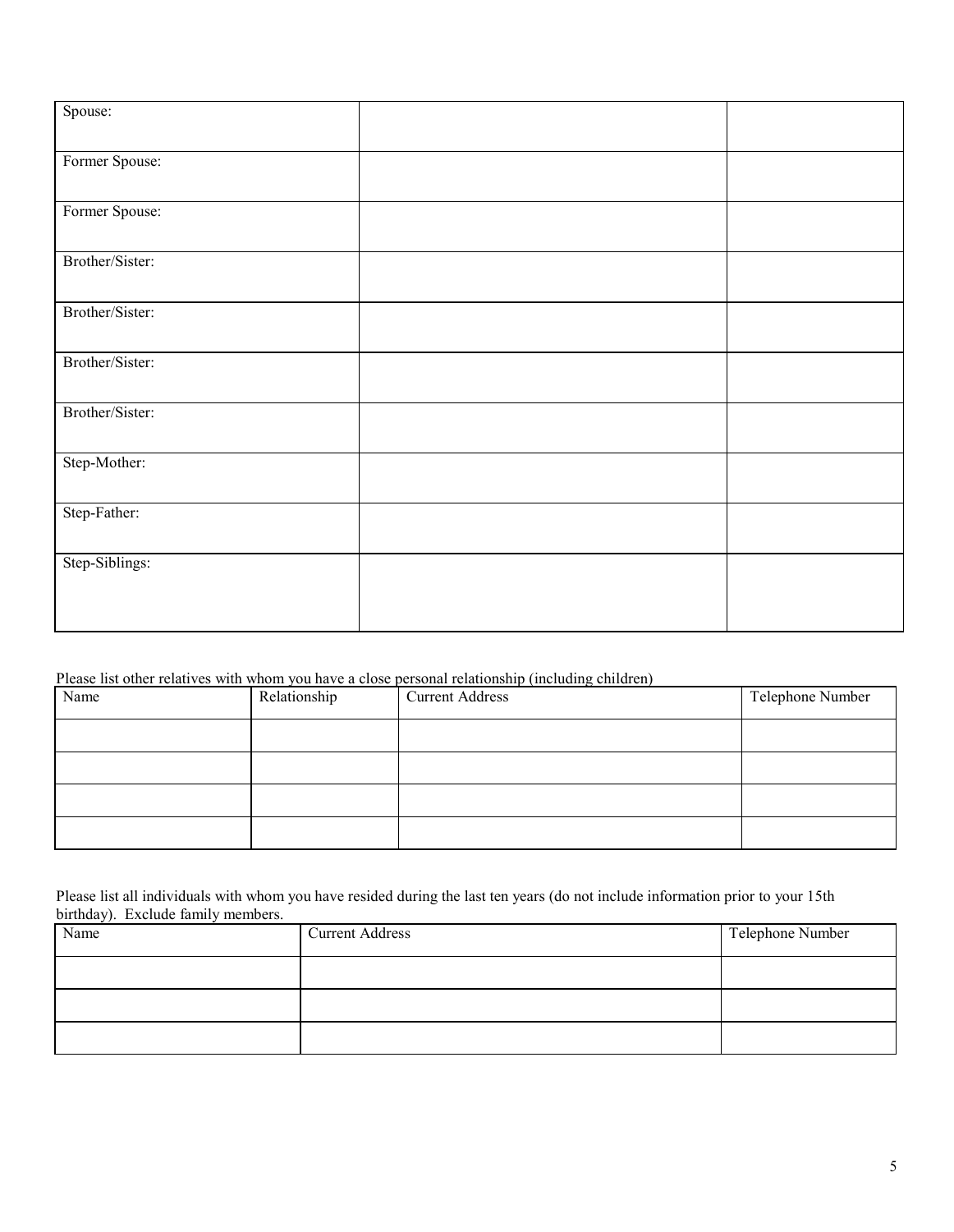| Spouse: | | |
|---|---|---|
| Former Spouse: | | |
| Former Spouse: | | |
| Brother/Sister: | | |
| Brother/Sister: | | |
| Brother/Sister: | | |
| Brother/Sister: | | |
| Step-Mother: | | |
| Step-Father: | | |
| Step-Siblings: | | |

Please list other relatives with whom you have a close personal relationship (including children)

| Name | Relationship | Current Address | Telephone Number |
|---|---|---|---|
| | | | |
| | | | |
| | | | |
| | | | |

Please list all individuals with whom you have resided during the last ten years (do not include information prior to your 15th birthday). Exclude family members.

| Name | Current Address | Telephone Number |
|---|---|---|
| | | |
| | | |
| | | |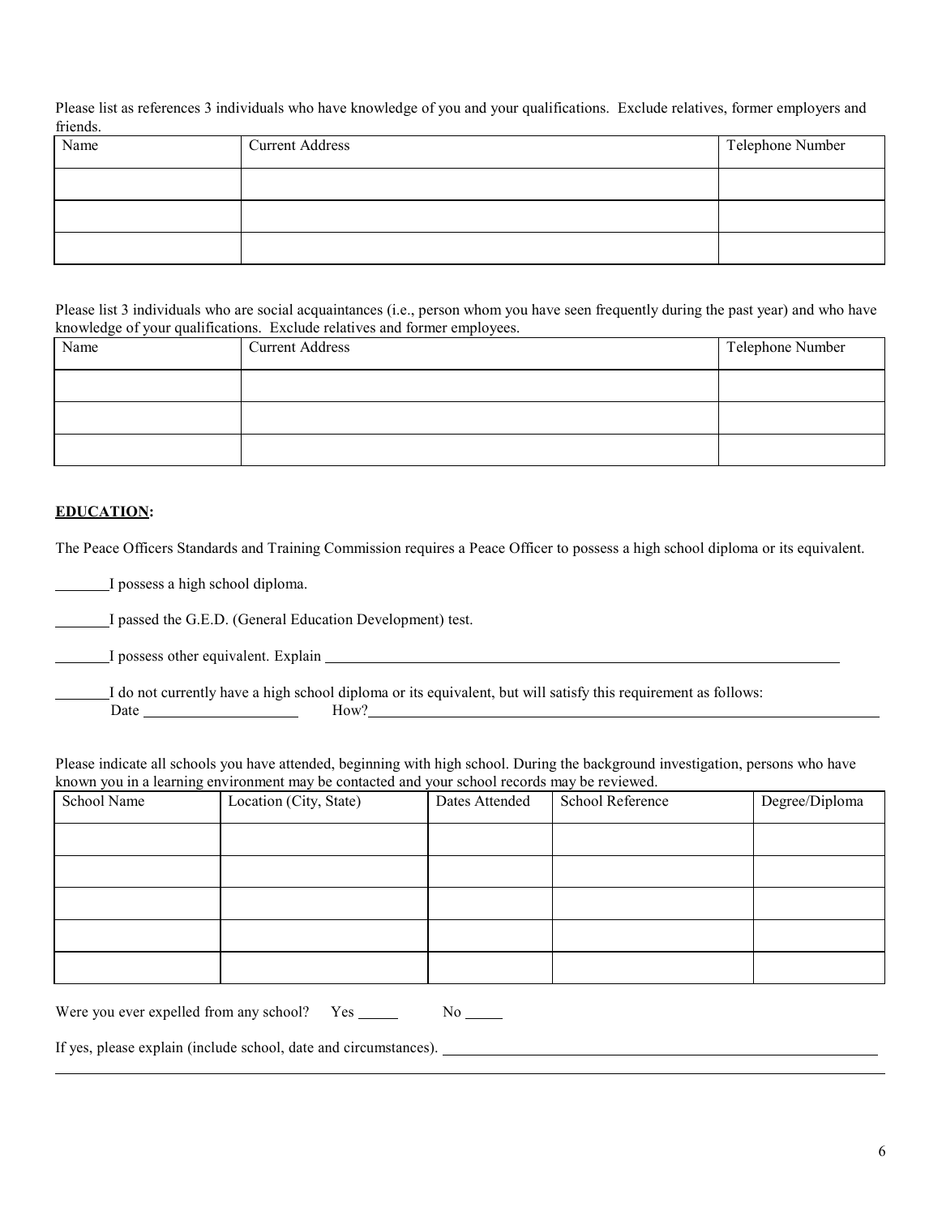Please list as references 3 individuals who have knowledge of you and your qualifications. Exclude relatives, former employers and friends.

| Name | Current Address | Telephone Number |
|---|---|---|
| | | |
| | | |
| | | |

Please list 3 individuals who are social acquaintances (i.e., person whom you have seen frequently during the past year) and who have knowledge of your qualifications. Exclude relatives and former employees.

| Name | Current Address | Telephone Number |
|---|---|---|
| | | |
| | | |
| | | |

**EDUCATION:**

The Peace Officers Standards and Training Commission requires a Peace Officer to possess a high school diploma or its equivalent.

_______I possess a high school diploma.

_______I passed the G.E.D. (General Education Development) test.

_______I possess other equivalent. Explain ___________________________________________________________

_______I do not currently have a high school diploma or its equivalent, but will satisfy this requirement as follows:
Date ____________________ How?___________________________________________________________

Please indicate all schools you have attended, beginning with high school. During the background investigation, persons who have known you in a learning environment may be contacted and your school records may be reviewed.

| School Name | Location (City, State) | Dates Attended | School Reference | Degree/Diploma |
|---|---|---|---|---|
| | | | | |
| | | | | |
| | | | | |
| | | | | |
| | | | | |

Were you ever expelled from any school? Yes _____ No _____

If yes, please explain (include school, date and circumstances). ___________________________________________________________

___________________________________________________________________________________________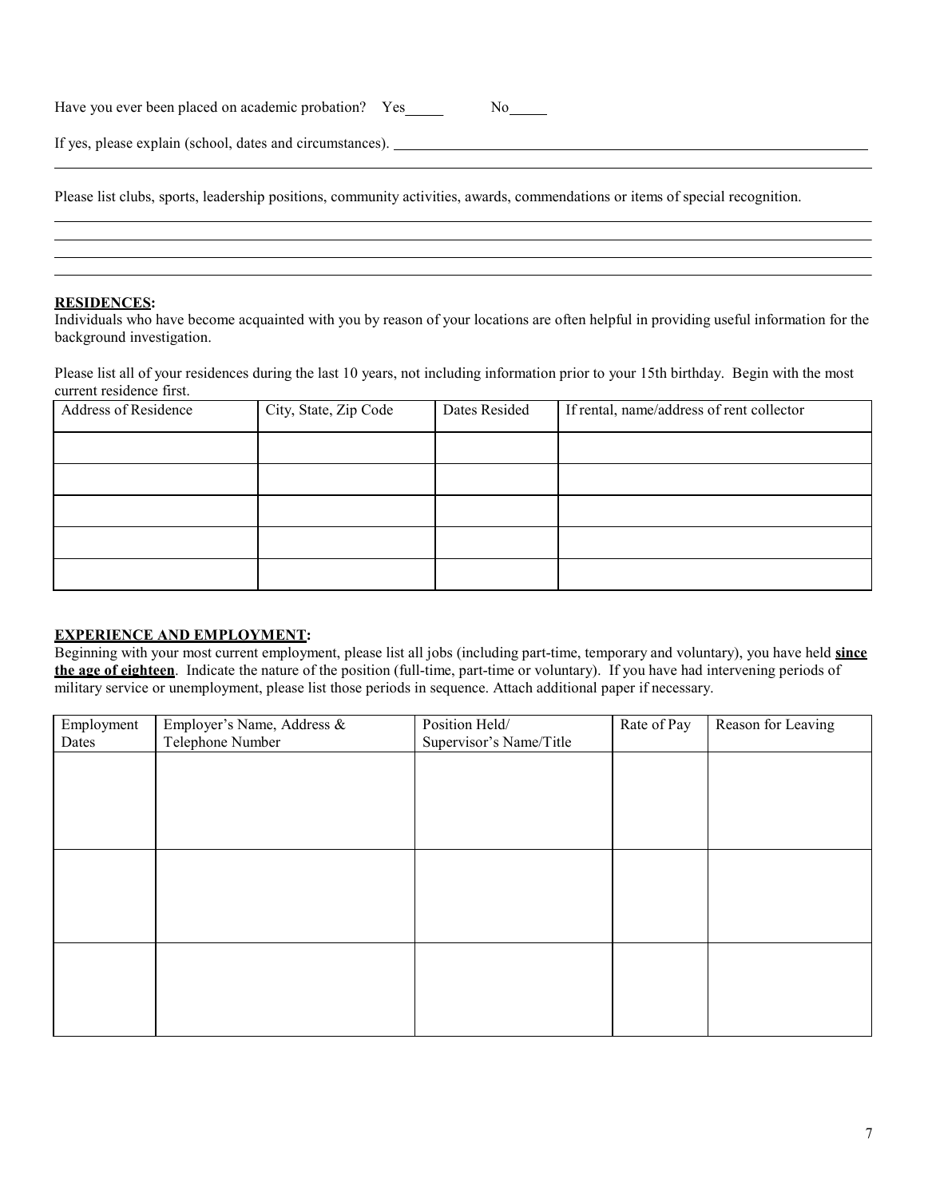Have you ever been placed on academic probation? Yes_____ No_____

If yes, please explain (school, dates and circumstances). ____________________________________________________________

______________________________________________________________________________________________

Please list clubs, sports, leadership positions, community activities, awards, commendations or items of special recognition.

______________________________________________________________________________________________

______________________________________________________________________________________________

______________________________________________________________________________________________

______________________________________________________________________________________________

**RESIDENCES:**

Individuals who have become acquainted with you by reason of your locations are often helpful in providing useful information for the background investigation.

Please list all of your residences during the last 10 years, not including information prior to your 15th birthday. Begin with the most current residence first.

| Address of Residence | City, State, Zip Code | Dates Resided | If rental, name/address of rent collector |
|---|---|---|---|
| | | | |
| | | | |
| | | | |
| | | | |
| | | | |

**EXPERIENCE AND EMPLOYMENT:**

Beginning with your most current employment, please list all jobs (including part-time, temporary and voluntary), you have held **since the age of eighteen**. Indicate the nature of the position (full-time, part-time or voluntary). If you have had intervening periods of military service or unemployment, please list those periods in sequence. Attach additional paper if necessary.

| Employment Dates | Employer's Name, Address & Telephone Number | Position Held/ Supervisor's Name/Title | Rate of Pay | Reason for Leaving |
|---|---|---|---|---|
| | | | | |
| | | | | |
| | | | | |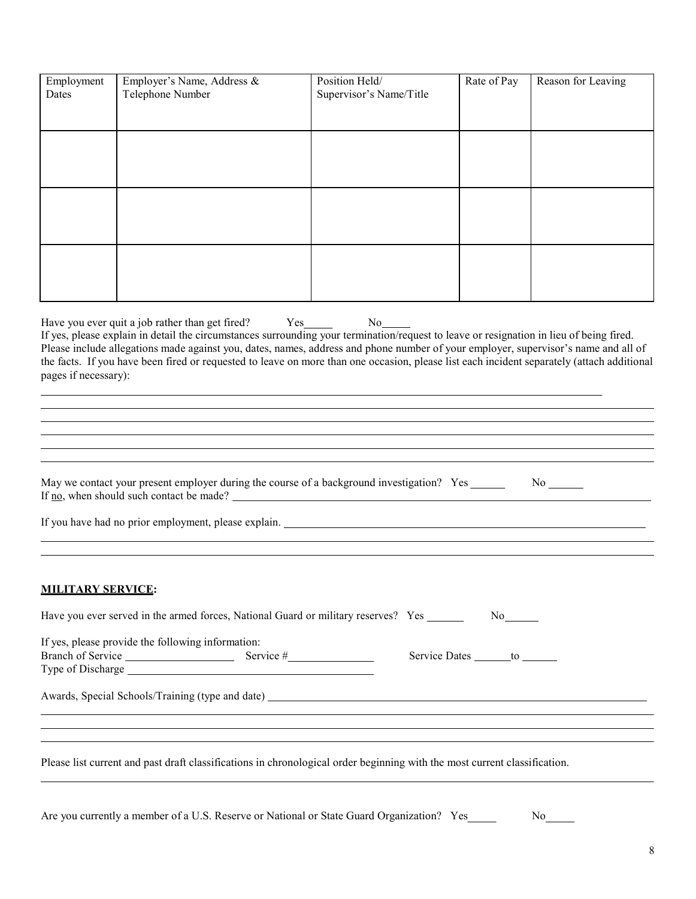| Employment Dates | Employer's Name, Address & Telephone Number | Position Held/ Supervisor's Name/Title | Rate of Pay | Reason for Leaving |
|---|---|---|---|---|
| | | | | |
| | | | | |
| | | | | |

Have you ever quit a job rather than get fired? Yes_____ No_____

If yes, please explain in detail the circumstances surrounding your termination/request to leave or resignation in lieu of being fired. Please include allegations made against you, dates, names, address and phone number of your employer, supervisor's name and all of the facts. If you have been fired or requested to leave on more than one occasion, please list each incident separately (attach additional pages if necessary):

________________________________________________________________________________________________

________________________________________________________________________________________________

________________________________________________________________________________________________

________________________________________________________________________________________________

________________________________________________________________________________________________

________________________________________________________________________________________________

May we contact your present employer during the course of a background investigation? Yes ______ No ______

If no, when should such contact be made? ______________________________________________________________

If you have had no prior employment, please explain. ______________________________________________________

________________________________________________________________________________________________

________________________________________________________________________________________________

## **MILITARY SERVICE:**

Have you ever served in the armed forces, National Guard or military reserves? Yes ______ No______

If yes, please provide the following information:

Branch of Service ___________________ Service #_______________ Service Dates ______to ______

Type of Discharge ___________________________________________

Awards, Special Schools/Training (type and date) ________________________________________________________

________________________________________________________________________________________________

________________________________________________________________________________________________

________________________________________________________________________________________________

Please list current and past draft classifications in chronological order beginning with the most current classification.

________________________________________________________________________________________________

Are you currently a member of a U.S. Reserve or National or State Guard Organization? Yes_____ No_____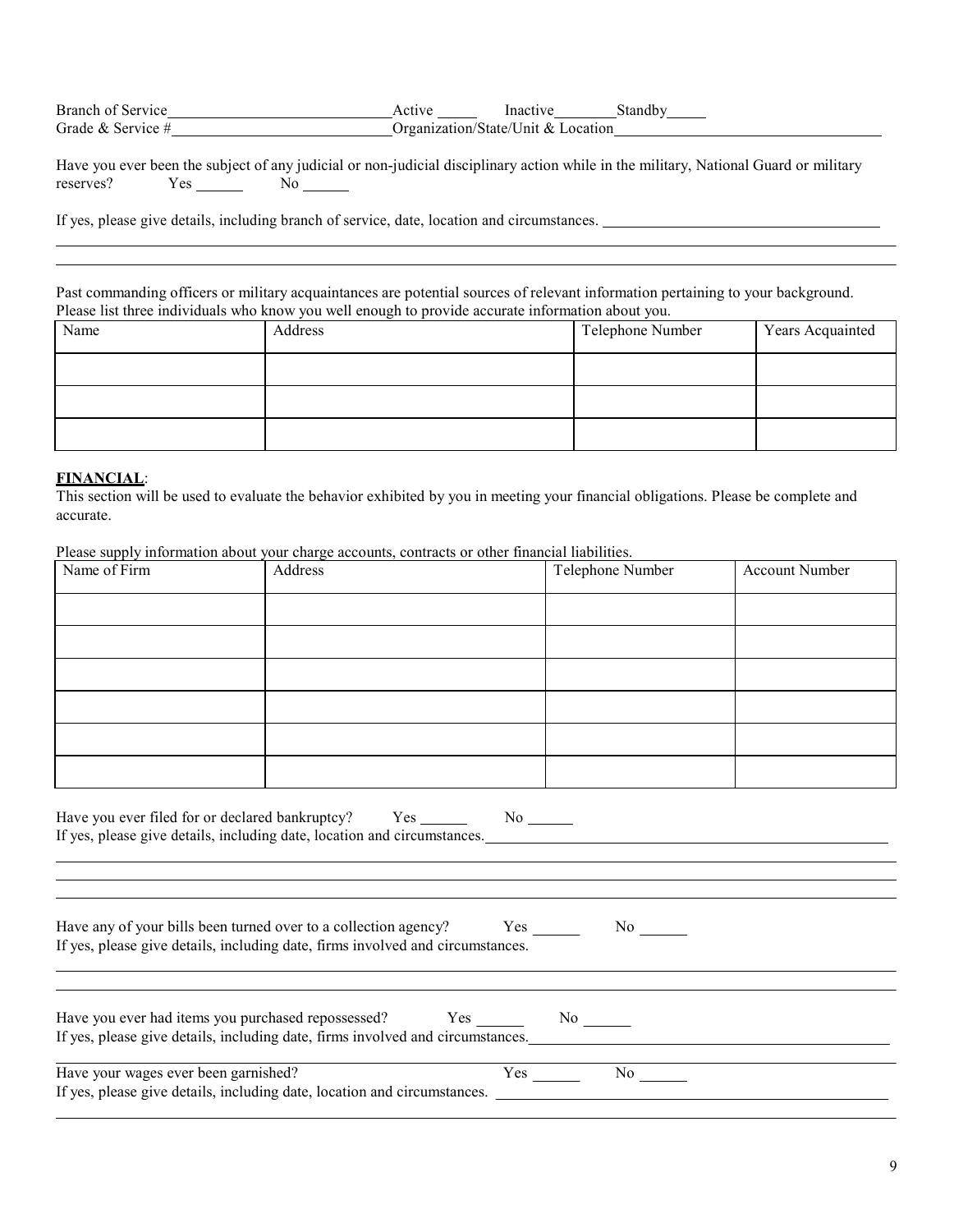Branch of Service____________________________ Active _____ Inactive________ Standby_____

Grade & Service #____________________________ Organization/State/Unit & Location____________________________________

Have you ever been the subject of any judicial or non-judicial disciplinary action while in the military, National Guard or military reserves? Yes ______ No ______

If yes, please give details, including branch of service, date, location and circumstances. ____________________________________

____________________________________________________________________________________________________________

____________________________________________________________________________________________________________

Past commanding officers or military acquaintances are potential sources of relevant information pertaining to your background. Please list three individuals who know you well enough to provide accurate information about you.

| Name | Address | Telephone Number | Years Acquainted |
| --- | --- | --- | --- |
| | | | |
| | | | |
| | | | |

**FINANCIAL**:

This section will be used to evaluate the behavior exhibited by you in meeting your financial obligations. Please be complete and accurate.

Please supply information about your charge accounts, contracts or other financial liabilities.

| Name of Firm | Address | Telephone Number | Account Number |
| --- | --- | --- | --- |
| | | | |
| | | | |
| | | | |
| | | | |
| | | | |
| | | | |

Have you ever filed for or declared bankruptcy? Yes ______ No ______

If yes, please give details, including date, location and circumstances.________________________________________________

____________________________________________________________________________________________________________

____________________________________________________________________________________________________________

____________________________________________________________________________________________________________

Have any of your bills been turned over to a collection agency? Yes ______ No ______

If yes, please give details, including date, firms involved and circumstances.

____________________________________________________________________________________________________________

____________________________________________________________________________________________________________

Have you ever had items you purchased repossessed? Yes ______ No ______

If yes, please give details, including date, firms involved and circumstances.______________________________________________

____________________________________________________________________________________________________________

Have your wages ever been garnished? Yes ______ No ______

If yes, please give details, including date, location and circumstances. _______________________________________________

____________________________________________________________________________________________________________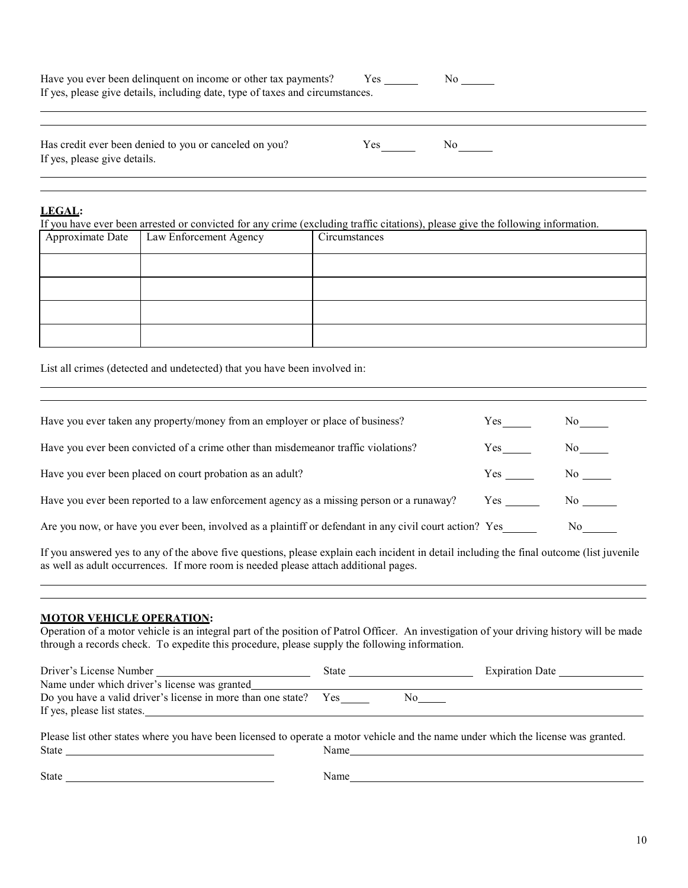Have you ever been delinquent on income or other tax payments? Yes ______ No ______

If yes, please give details, including date, type of taxes and circumstances.

______________________________________________________________________________

______________________________________________________________________________

Has credit ever been denied to you or canceled on you? Yes______ No______

If yes, please give details.

______________________________________________________________________________

______________________________________________________________________________

**LEGAL:**

If you have ever been arrested or convicted for any crime (excluding traffic citations), please give the following information.

| Approximate Date | Law Enforcement Agency | Circumstances |
|---|---|---|
| | | |
| | | |
| | | |
| | | |

List all crimes (detected and undetected) that you have been involved in:

______________________________________________________________________________

______________________________________________________________________________

Have you ever taken any property/money from an employer or place of business? Yes_____ No_____

Have you ever been convicted of a crime other than misdemeanor traffic violations? Yes_____ No_____

Have you ever been placed on court probation as an adult? Yes _____ No _____

Have you ever been reported to a law enforcement agency as a missing person or a runaway? Yes ______ No ______

Are you now, or have you ever been, involved as a plaintiff or defendant in any civil court action? Yes______ No______

If you answered yes to any of the above five questions, please explain each incident in detail including the final outcome (list juvenile as well as adult occurrences. If more room is needed please attach additional pages.

______________________________________________________________________________

______________________________________________________________________________

**MOTOR VEHICLE OPERATION:**

Operation of a motor vehicle is an integral part of the position of Patrol Officer. An investigation of your driving history will be made through a records check. To expedite this procedure, please supply the following information.

Driver's License Number __________________________ State ______________________ Expiration Date _______________

Name under which driver's license was granted______________________________________________________________

Do you have a valid driver's license in more than one state? Yes_____ No_____

If yes, please list states.______________________________________________________________________________

Please list other states where you have been licensed to operate a motor vehicle and the name under which the license was granted.

State ______________________________________ Name________________________________________________________

State ______________________________________ Name________________________________________________________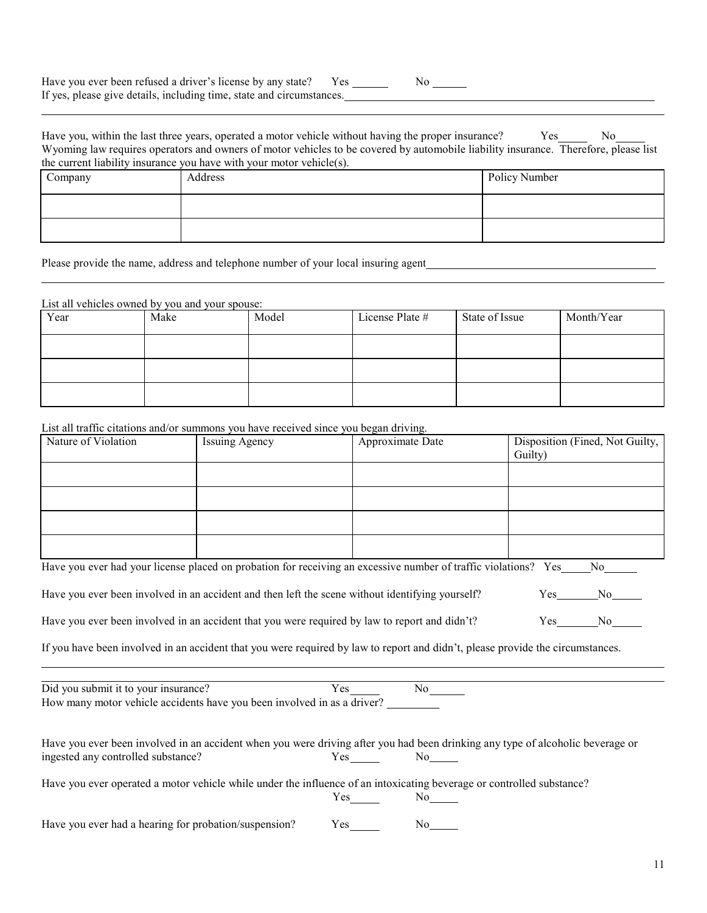Have you ever been refused a driver's license by any state? Yes ______ No ______
If yes, please give details, including time, state and circumstances.______________________________________________________________

______________________________________________________________________________________________

Have you, within the last three years, operated a motor vehicle without having the proper insurance? Yes_____ No_____
Wyoming law requires operators and owners of motor vehicles to be covered by automobile liability insurance. Therefore, please list the current liability insurance you have with your motor vehicle(s).

| Company | Address | Policy Number |
|---|---|---|
| | | |
| | | |

Please provide the name, address and telephone number of your local insuring agent______________________________________________

______________________________________________________________________________________________

List all vehicles owned by you and your spouse:

| Year | Make | Model | License Plate # | State of Issue | Month/Year |
|---|---|---|---|---|---|
| | | | | | |
| | | | | | |
| | | | | | |

List all traffic citations and/or summons you have received since you began driving.

| Nature of Violation | Issuing Agency | Approximate Date | Disposition (Fined, Not Guilty, Guilty) |
|---|---|---|---|
| | | | |
| | | | |
| | | | |
| | | | |

Have you ever had your license placed on probation for receiving an excessive number of traffic violations? Yes_____No______

Have you ever been involved in an accident and then left the scene without identifying yourself? Yes_______No_____

Have you ever been involved in an accident that you were required by law to report and didn't? Yes_______No_____

If you have been involved in an accident that you were required by law to report and didn't, please provide the circumstances.

______________________________________________________________________________________________

______________________________________________________________________________________________

Did you submit it to your insurance? Yes_____ No______
How many motor vehicle accidents have you been involved in as a driver? _________

Have you ever been involved in an accident when you were driving after you had been drinking any type of alcoholic beverage or ingested any controlled substance? Yes_____ No_____

Have you ever operated a motor vehicle while under the influence of an intoxicating beverage or controlled substance?
Yes_____ No_____

Have you ever had a hearing for probation/suspension? Yes_____ No_____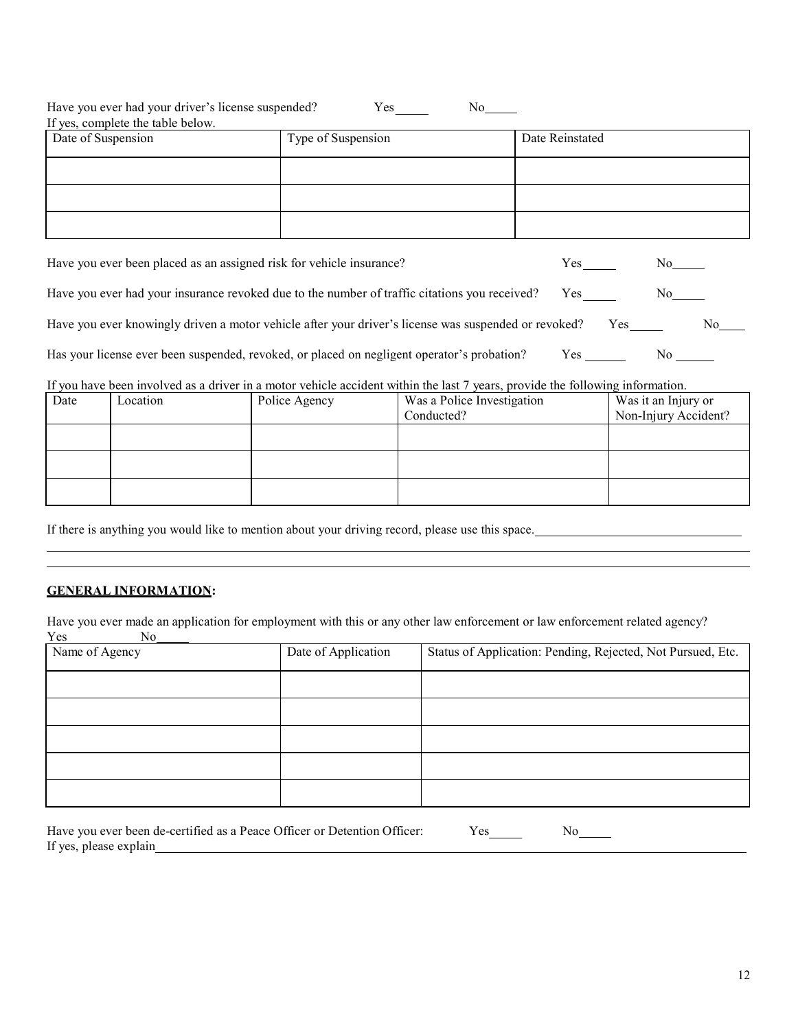Have you ever had your driver's license suspended? Yes_____ No_____

If yes, complete the table below.

| Date of Suspension | Type of Suspension | Date Reinstated |
|---|---|---|
| | | |
| | | |
| | | |

Have you ever been placed as an assigned risk for vehicle insurance? Yes_____ No_____

Have you ever had your insurance revoked due to the number of traffic citations you received? Yes_____ No_____

Have you ever knowingly driven a motor vehicle after your driver's license was suspended or revoked? Yes_____ No____

Has your license ever been suspended, revoked, or placed on negligent operator's probation? Yes ______ No ______

If you have been involved as a driver in a motor vehicle accident within the last 7 years, provide the following information.

| Date | Location | Police Agency | Was a Police Investigation Conducted? | Was it an Injury or Non-Injury Accident? |
|---|---|---|---|---|
| | | | | |
| | | | | |
| | | | | |

If there is anything you would like to mention about your driving record, please use this space.________________________________

______________________________________________________________________________________________

______________________________________________________________________________________________

**GENERAL INFORMATION:**

Have you ever made an application for employment with this or any other law enforcement or law enforcement related agency?
Yes No_____

| Name of Agency | Date of Application | Status of Application: Pending, Rejected, Not Pursued, Etc. |
|---|---|---|
| | | |
| | | |
| | | |
| | | |
| | | |

Have you ever been de-certified as a Peace Officer or Detention Officer: Yes_____ No_____

If yes, please explain________________________________________________________________________________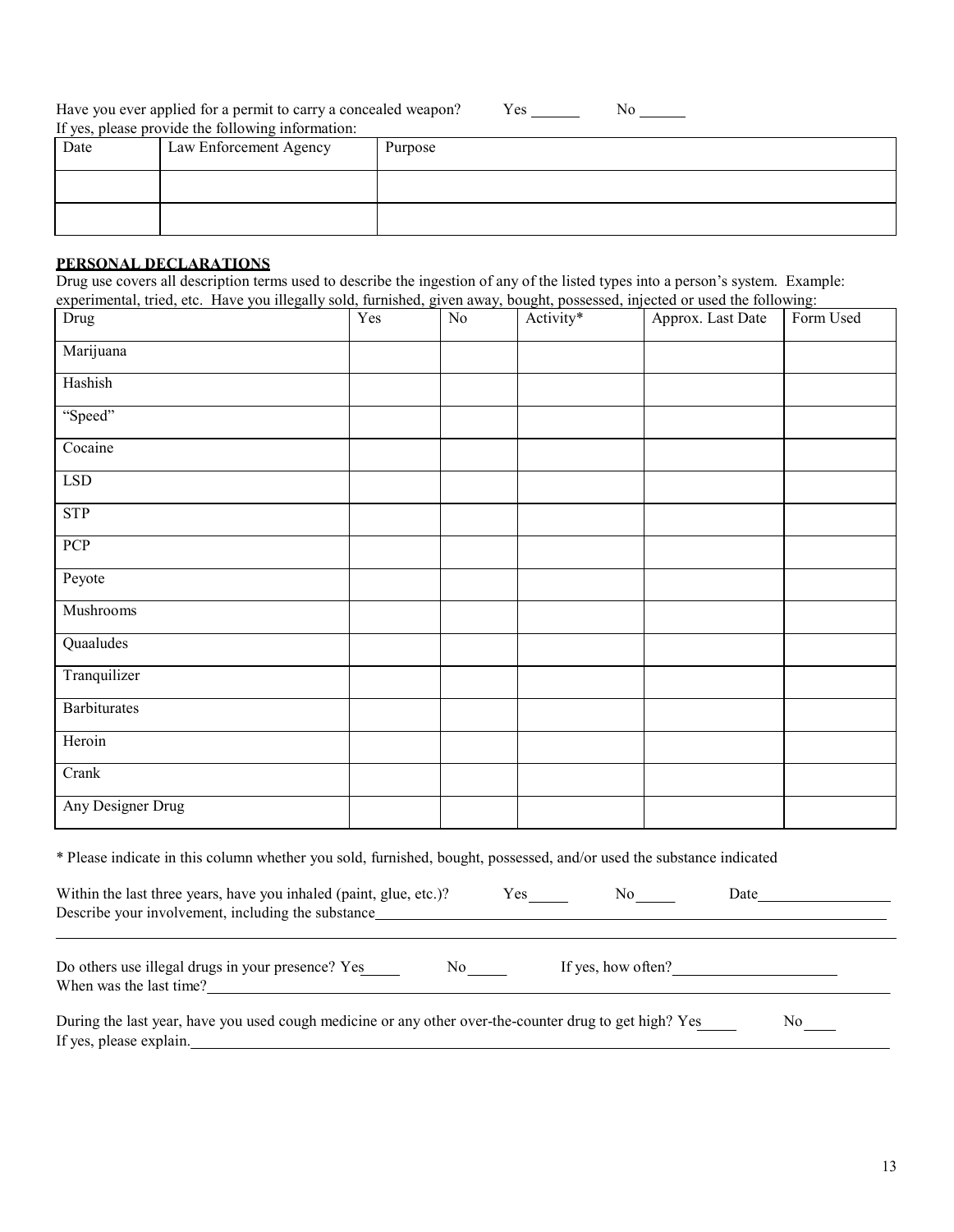Have you ever applied for a permit to carry a concealed weapon? Yes ______ No ______

If yes, please provide the following information:

| Date | Law Enforcement Agency | Purpose |
|---|---|---|
| | | |
| | | |

**PERSONAL DECLARATIONS**

Drug use covers all description terms used to describe the ingestion of any of the listed types into a person's system. Example: experimental, tried, etc. Have you illegally sold, furnished, given away, bought, possessed, injected or used the following:

| Drug | Yes | No | Activity* | Approx. Last Date | Form Used |
|---|---|---|---|---|---|
| Marijuana | | | | | |
| Hashish | | | | | |
| "Speed" | | | | | |
| Cocaine | | | | | |
| LSD | | | | | |
| STP | | | | | |
| PCP | | | | | |
| Peyote | | | | | |
| Mushrooms | | | | | |
| Quaaludes | | | | | |
| Tranquilizer | | | | | |
| Barbiturates | | | | | |
| Heroin | | | | | |
| Crank | | | | | |
| Any Designer Drug | | | | | |

* Please indicate in this column whether you sold, furnished, bought, possessed, and/or used the substance indicated

Within the last three years, have you inhaled (paint, glue, etc.)? Yes_____ No_____ Date__________________

Describe your involvement, including the substance_______________________________________________

_______________________________________________________________________________

Do others use illegal drugs in your presence? Yes_____ No_____ If yes, how often?_____________________

When was the last time?_______________________________________________________________

During the last year, have you used cough medicine or any other over-the-counter drug to get high? Yes_____ No____

If yes, please explain.__________________________________________________________________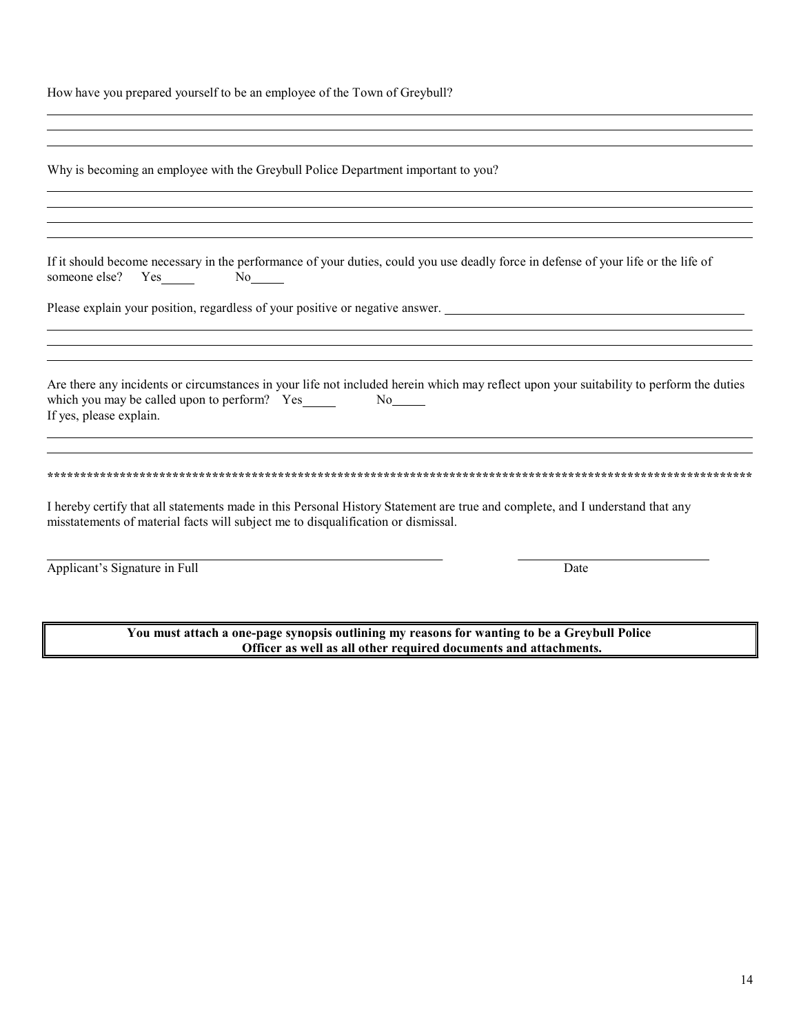How have you prepared yourself to be an employee of the Town of Greybull?

Why is becoming an employee with the Greybull Police Department important to you?

If it should become necessary in the performance of your duties, could you use deadly force in defense of your life or the life of someone else? Yes_____ No_____

Please explain your position, regardless of your positive or negative answer.

Are there any incidents or circumstances in your life not included herein which may reflect upon your suitability to perform the duties which you may be called upon to perform? Yes_____ No_____
If yes, please explain.

*******************************************************************************************************************

I hereby certify that all statements made in this Personal History Statement are true and complete, and I understand that any misstatements of material facts will subject me to disqualification or dismissal.

Applicant's Signature in Full

Date

**You must attach a one-page synopsis outlining my reasons for wanting to be a Greybull Police Officer as well as all other required documents and attachments.**